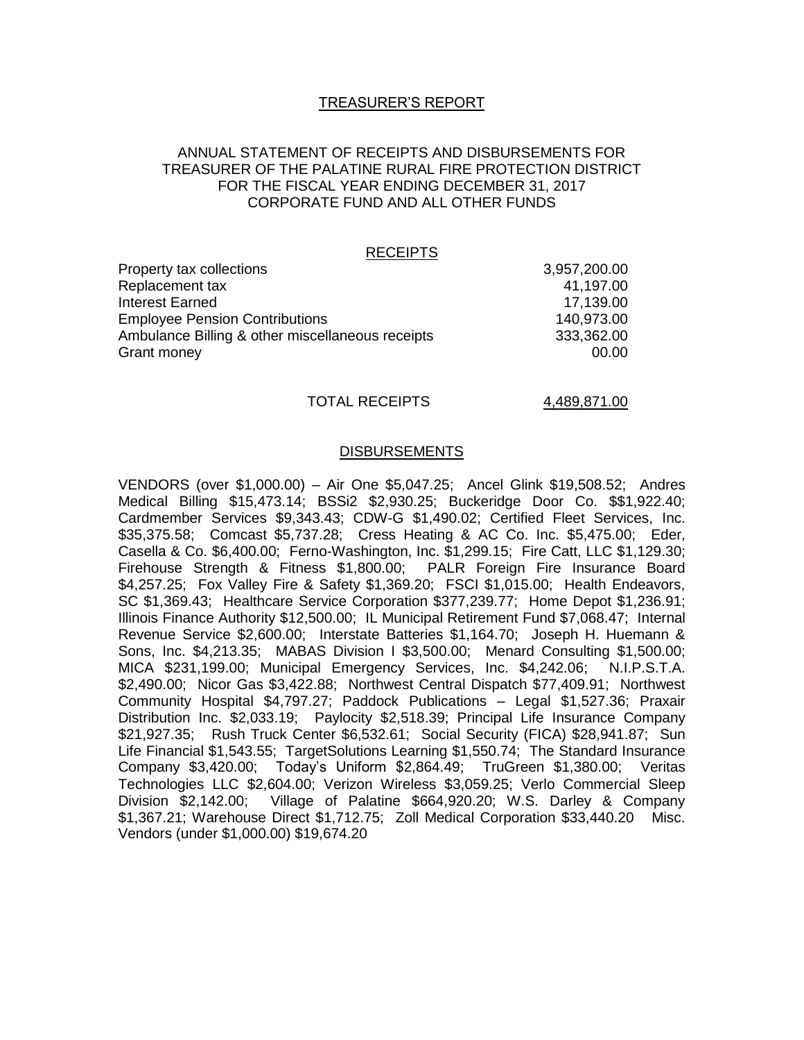# TREASURER'S REPORT

ANNUAL STATEMENT OF RECEIPTS AND DISBURSEMENTS FOR TREASURER OF THE PALATINE RURAL FIRE PROTECTION DISTRICT FOR THE FISCAL YEAR ENDING DECEMBER 31, 2017 CORPORATE FUND AND ALL OTHER FUNDS

## RECEIPTS

| | |
|---|---|
| Property tax collections | 3,957,200.00 |
| Replacement tax | 41,197.00 |
| Interest Earned | 17,139.00 |
| Employee Pension Contributions | 140,973.00 |
| Ambulance Billing & other miscellaneous receipts | 333,362.00 |
| Grant money | 00.00 |
| TOTAL RECEIPTS | 4,489,871.00 |

## DISBURSEMENTS

VENDORS (over $1,000.00) – Air One $5,047.25; Ancel Glink $19,508.52; Andres Medical Billing $15,473.14; BSSi2 $2,930.25; Buckeridge Door Co. $$1,922.40; Cardmember Services $9,343.43; CDW-G $1,490.02; Certified Fleet Services, Inc. $35,375.58; Comcast $5,737.28; Cress Heating & AC Co. Inc. $5,475.00; Eder, Casella & Co. $6,400.00; Ferno-Washington, Inc. $1,299.15; Fire Catt, LLC $1,129.30; Firehouse Strength & Fitness $1,800.00; PALR Foreign Fire Insurance Board $4,257.25; Fox Valley Fire & Safety $1,369.20; FSCI $1,015.00; Health Endeavors, SC $1,369.43; Healthcare Service Corporation $377,239.77; Home Depot $1,236.91; Illinois Finance Authority $12,500.00; IL Municipal Retirement Fund $7,068.47; Internal Revenue Service $2,600.00; Interstate Batteries $1,164.70; Joseph H. Huemann & Sons, Inc. $4,213.35; MABAS Division I $3,500.00; Menard Consulting $1,500.00; MICA $231,199.00; Municipal Emergency Services, Inc. $4,242.06; N.I.P.S.T.A. $2,490.00; Nicor Gas $3,422.88; Northwest Central Dispatch $77,409.91; Northwest Community Hospital $4,797.27; Paddock Publications – Legal $1,527.36; Praxair Distribution Inc. $2,033.19; Paylocity $2,518.39; Principal Life Insurance Company $21,927.35; Rush Truck Center $6,532.61; Social Security (FICA) $28,941.87; Sun Life Financial $1,543.55; TargetSolutions Learning $1,550.74; The Standard Insurance Company $3,420.00; Today's Uniform $2,864.49; TruGreen $1,380.00; Veritas Technologies LLC $2,604.00; Verizon Wireless $3,059.25; Verlo Commercial Sleep Division $2,142.00; Village of Palatine $664,920.20; W.S. Darley & Company $1,367.21; Warehouse Direct $1,712.75; Zoll Medical Corporation $33,440.20 Misc. Vendors (under $1,000.00) $19,674.20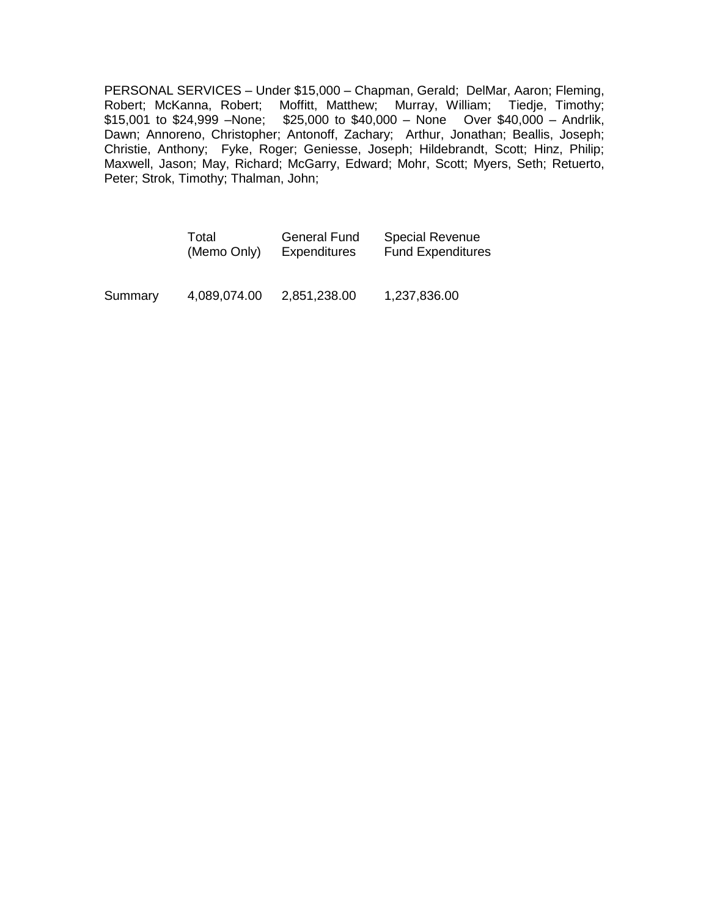PERSONAL SERVICES – Under $15,000 – Chapman, Gerald; DelMar, Aaron; Fleming, Robert; McKanna, Robert; Moffitt, Matthew; Murray, William; Tiedje, Timothy; $15,001 to $24,999 –None; $25,000 to $40,000 – None Over $40,000 – Andrlik, Dawn; Annoreno, Christopher; Antonoff, Zachary; Arthur, Jonathan; Beallis, Joseph; Christie, Anthony; Fyke, Roger; Geniesse, Joseph; Hildebrandt, Scott; Hinz, Philip; Maxwell, Jason; May, Richard; McGarry, Edward; Mohr, Scott; Myers, Seth; Retuerto, Peter; Strok, Timothy; Thalman, John;

| | Total (Memo Only) | General Fund Expenditures | Special Revenue Fund Expenditures |
|---|---|---|---|
| Summary | 4,089,074.00 | 2,851,238.00 | 1,237,836.00 |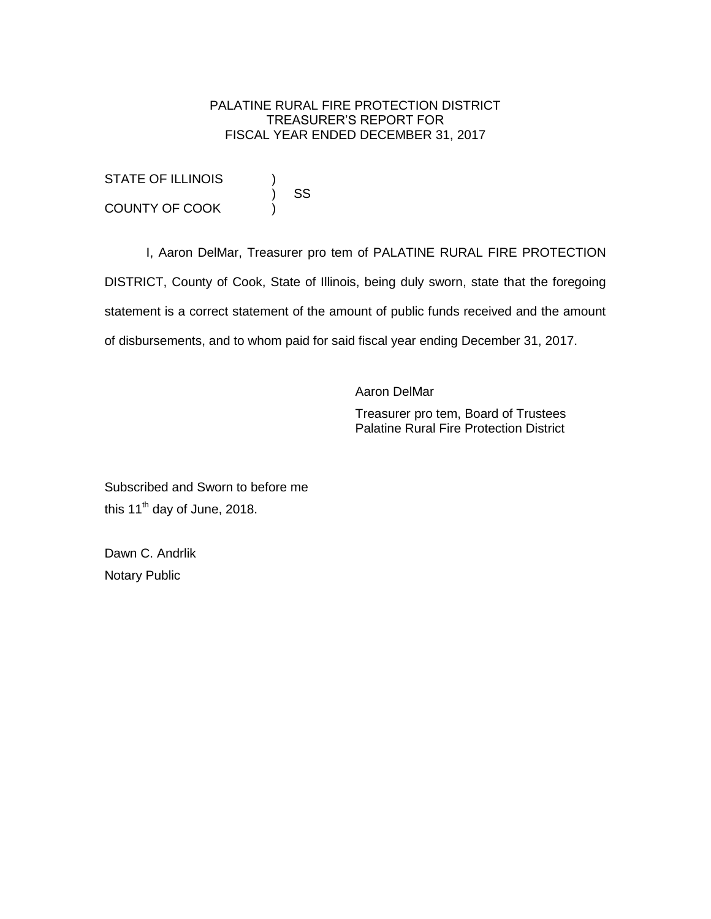PALATINE RURAL FIRE PROTECTION DISTRICT
TREASURER'S REPORT FOR
FISCAL YEAR ENDED DECEMBER 31, 2017

STATE OF ILLINOIS )
) SS
COUNTY OF COOK )

I, Aaron DelMar, Treasurer pro tem of PALATINE RURAL FIRE PROTECTION DISTRICT, County of Cook, State of Illinois, being duly sworn, state that the foregoing statement is a correct statement of the amount of public funds received and the amount of disbursements, and to whom paid for said fiscal year ending December 31, 2017.

Aaron DelMar

Treasurer pro tem, Board of Trustees
Palatine Rural Fire Protection District

Subscribed and Sworn to before me
this 11th day of June, 2018.

Dawn C. Andrlik
Notary Public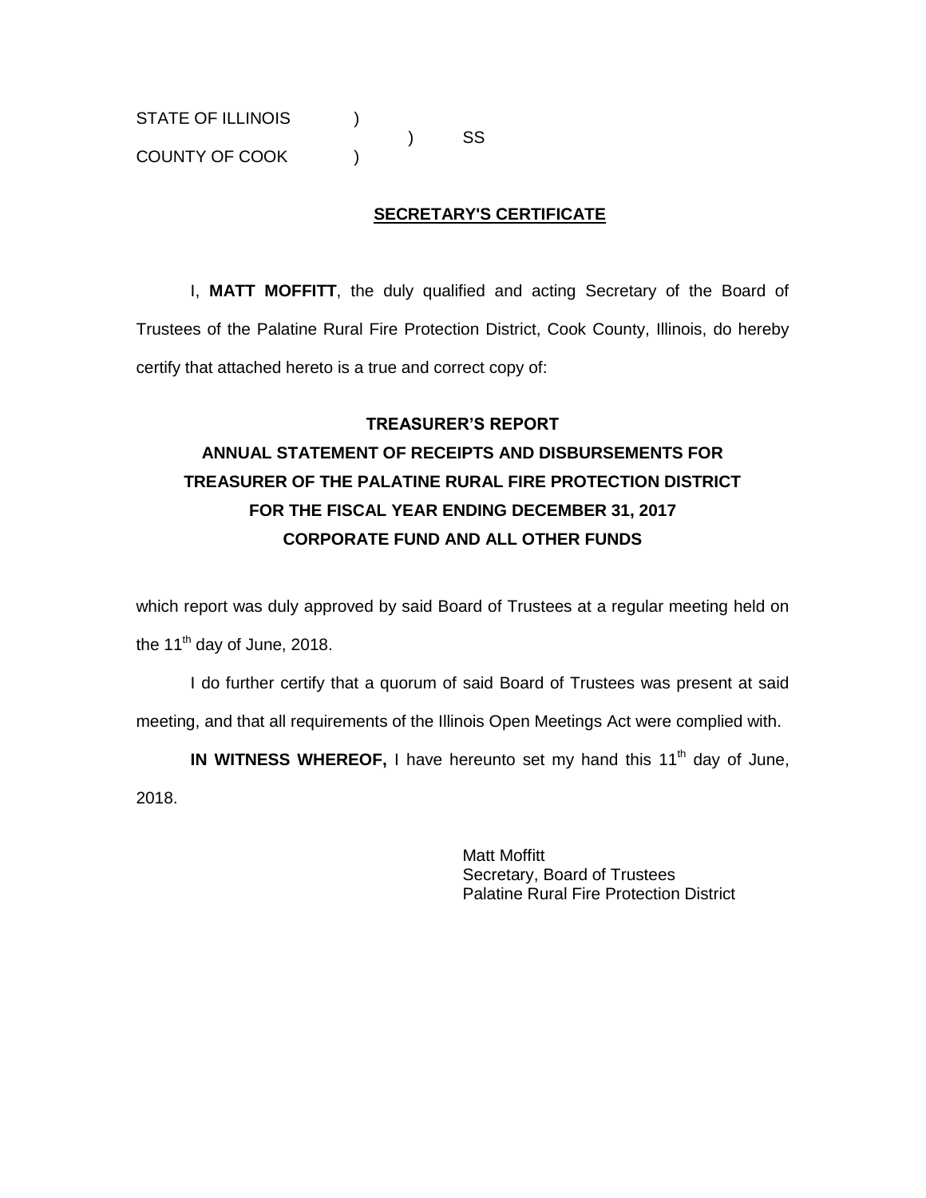STATE OF ILLINOIS )
) SS
COUNTY OF COOK )

## SECRETARY'S CERTIFICATE

I, **MATT MOFFITT**, the duly qualified and acting Secretary of the Board of Trustees of the Palatine Rural Fire Protection District, Cook County, Illinois, do hereby certify that attached hereto is a true and correct copy of:

**TREASURER'S REPORT**
**ANNUAL STATEMENT OF RECEIPTS AND DISBURSEMENTS FOR TREASURER OF THE PALATINE RURAL FIRE PROTECTION DISTRICT FOR THE FISCAL YEAR ENDING DECEMBER 31, 2017 CORPORATE FUND AND ALL OTHER FUNDS**

which report was duly approved by said Board of Trustees at a regular meeting held on the 11th day of June, 2018.

I do further certify that a quorum of said Board of Trustees was present at said meeting, and that all requirements of the Illinois Open Meetings Act were complied with.

**IN WITNESS WHEREOF,** I have hereunto set my hand this 11th day of June, 2018.

Matt Moffitt
Secretary, Board of Trustees
Palatine Rural Fire Protection District